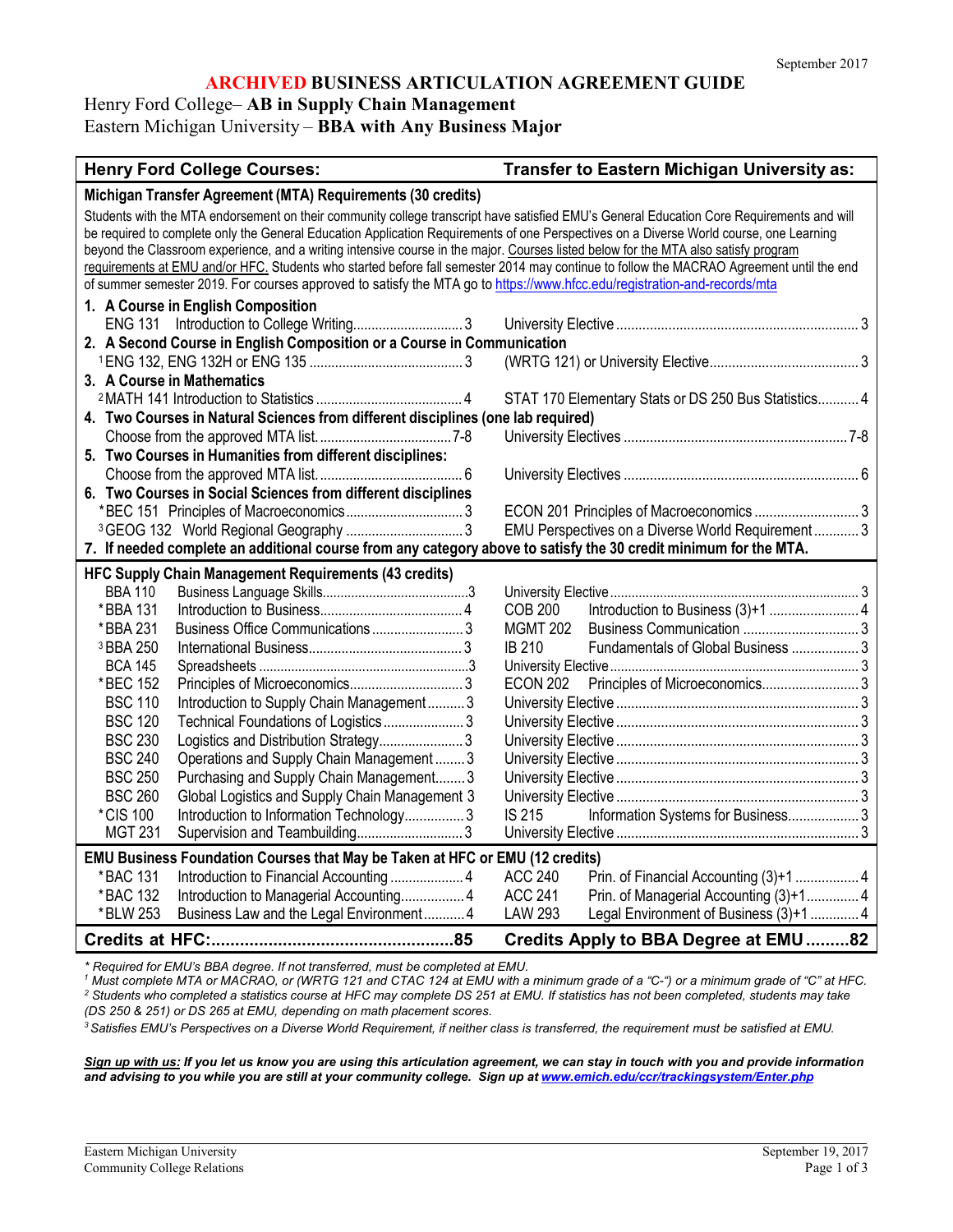September 2017

# ARCHIVED BUSINESS ARTICULATION AGREEMENT GUIDE

## Henry Ford College– AB in Supply Chain Management
## Eastern Michigan University – BBA with Any Business Major

| Henry Ford College Courses: | | | Transfer to Eastern Michigan University as: | | |
|---|---|---|---|---|---|
| **Michigan Transfer Agreement (MTA) Requirements (30 credits)** | | | | | |

Students with the MTA endorsement on their community college transcript have satisfied EMU's General Education Core Requirements and will be required to complete only the General Education Application Requirements of one Perspectives on a Diverse World course, one Learning beyond the Classroom experience, and a writing intensive course in the major. Courses listed below for the MTA also satisfy program requirements at EMU and/or HFC. Students who started before fall semester 2014 may continue to follow the MACRAO Agreement until the end of summer semester 2019. For courses approved to satisfy the MTA go to https://www.hfcc.edu/registration-and-records/mta

| HFC Course | Title | Credits | EMU Course | Title | Credits |
|---|---|---|---|---|---|
| **1. A Course in English Composition** | | | | | |
| ENG 131 | Introduction to College Writing | 3 | | University Elective | 3 |
| **2. A Second Course in English Composition or a Course in Communication** | | | | | |
| [1]ENG 132, ENG 132H or ENG 135 | | 3 | | (WRTG 121) or University Elective | 3 |
| **3. A Course in Mathematics** | | | | | |
| [2]MATH 141 | Introduction to Statistics | 4 | | STAT 170 Elementary Stats or DS 250 Bus Statistics | 4 |
| **4. Two Courses in Natural Sciences from different disciplines (one lab required)** | | | | | |
| | Choose from the approved MTA list. | 7-8 | | University Electives | 7-8 |
| **5. Two Courses in Humanities from different disciplines:** | | | | | |
| | Choose from the approved MTA list. | 6 | | University Electives | 6 |
| **6. Two Courses in Social Sciences from different disciplines** | | | | | |
| *BEC 151 | Principles of Macroeconomics | 3 | ECON 201 | Principles of Macroeconomics | 3 |
| [3]GEOG 132 | World Regional Geography | 3 | | EMU Perspectives on a Diverse World Requirement | 3 |
| **7. If needed complete an additional course from any category above to satisfy the 30 credit minimum for the MTA.** | | | | | |
| **HFC Supply Chain Management Requirements (43 credits)** | | | | | |
| BBA 110 | Business Language Skills | 3 | | University Elective | 3 |
| *BBA 131 | Introduction to Business | 4 | COB 200 | Introduction to Business (3)+1 | 4 |
| *BBA 231 | Business Office Communications | 3 | MGMT 202 | Business Communication | 3 |
| [3]BBA 250 | International Business | 3 | IB 210 | Fundamentals of Global Business | 3 |
| BCA 145 | Spreadsheets | 3 | | University Elective | 3 |
| *BEC 152 | Principles of Microeconomics | 3 | ECON 202 | Principles of Microeconomics | 3 |
| BSC 110 | Introduction to Supply Chain Management | 3 | | University Elective | 3 |
| BSC 120 | Technical Foundations of Logistics | 3 | | University Elective | 3 |
| BSC 230 | Logistics and Distribution Strategy | 3 | | University Elective | 3 |
| BSC 240 | Operations and Supply Chain Management | 3 | | University Elective | 3 |
| BSC 250 | Purchasing and Supply Chain Management | 3 | | University Elective | 3 |
| BSC 260 | Global Logistics and Supply Chain Management | 3 | | University Elective | 3 |
| *CIS 100 | Introduction to Information Technology | 3 | IS 215 | Information Systems for Business | 3 |
| MGT 231 | Supervision and Teambuilding | 3 | | University Elective | 3 |
| **EMU Business Foundation Courses that May be Taken at HFC or EMU (12 credits)** | | | | | |
| *BAC 131 | Introduction to Financial Accounting | 4 | ACC 240 | Prin. of Financial Accounting (3)+1 | 4 |
| *BAC 132 | Introduction to Managerial Accounting | 4 | ACC 241 | Prin. of Managerial Accounting (3)+1 | 4 |
| *BLW 253 | Business Law and the Legal Environment | 4 | LAW 293 | Legal Environment of Business (3)+1 | 4 |
| **Credits at HFC:** | | **85** | **Credits Apply to BBA Degree at EMU** | | **82** |

*\* Required for EMU's BBA degree. If not transferred, must be completed at EMU.*
*[1] Must complete MTA or MACRAO, or (WRTG 121 and CTAC 124 at EMU with a minimum grade of a "C-") or a minimum grade of "C" at HFC.*
*[2] Students who completed a statistics course at HFC may complete DS 251 at EMU. If statistics has not been completed, students may take (DS 250 & 251) or DS 265 at EMU, depending on math placement scores.*
*[3] Satisfies EMU's Perspectives on a Diverse World Requirement, if neither class is transferred, the requirement must be satisfied at EMU.*

***Sign up with us:** If you let us know you are using this articulation agreement, we can stay in touch with you and provide information and advising to you while you are still at your community college. Sign up at www.emich.edu/ccr/trackingsystem/Enter.php*

Eastern Michigan University
Community College Relations
September 19, 2017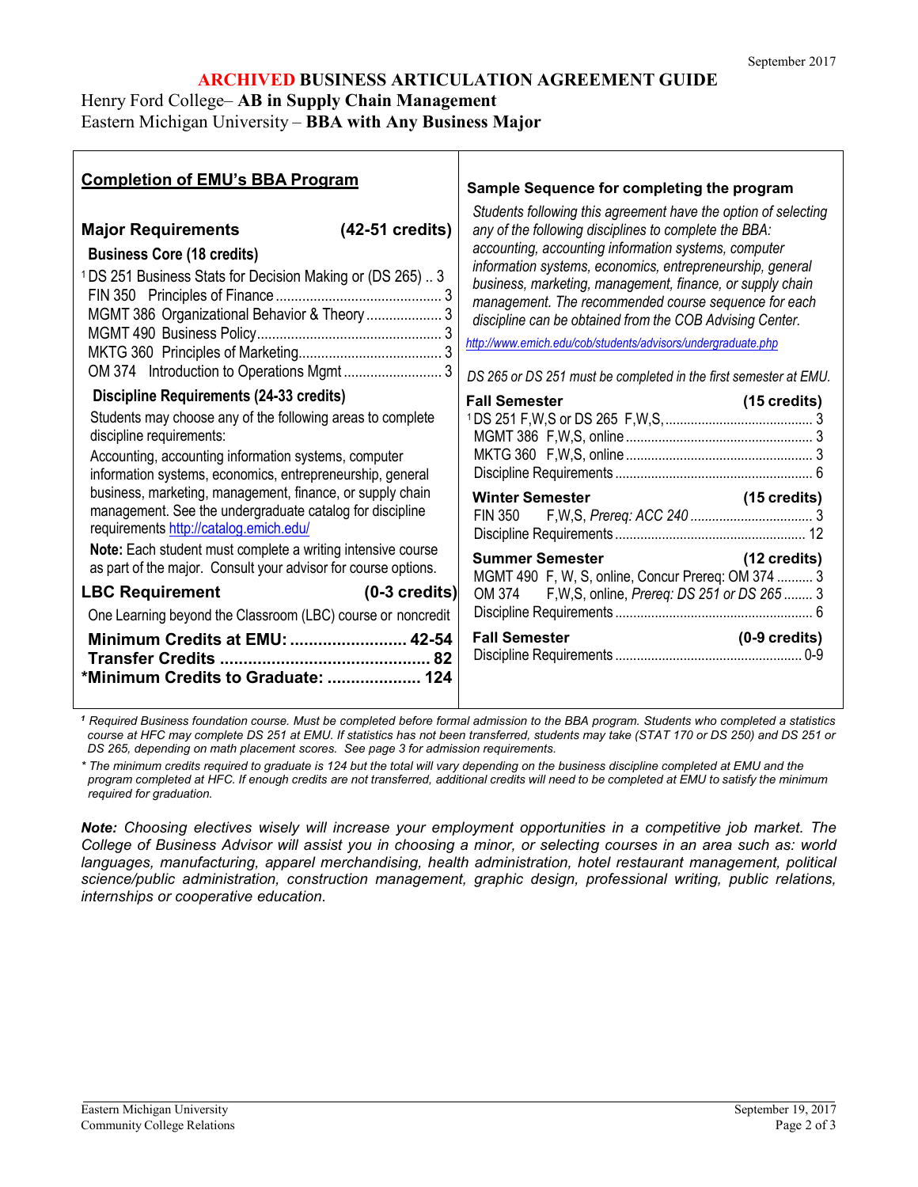September 2017

# ARCHIVED BUSINESS ARTICULATION AGREEMENT GUIDE

Henry Ford College– **AB in Supply Chain Management**
Eastern Michigan University – **BBA with Any Business Major**

## Completion of EMU's BBA Program

### Major Requirements (42-51 credits)

**Business Core (18 credits)**

| Course | Credits |
|---|---|
| [1] DS 251 Business Stats for Decision Making or (DS 265) | 3 |
| FIN 350 Principles of Finance | 3 |
| MGMT 386 Organizational Behavior & Theory | 3 |
| MGMT 490 Business Policy | 3 |
| MKTG 360 Principles of Marketing | 3 |
| OM 374 Introduction to Operations Mgmt | 3 |

**Discipline Requirements (24-33 credits)**

Students may choose any of the following areas to complete discipline requirements:

Accounting, accounting information systems, computer information systems, economics, entrepreneurship, general business, marketing, management, finance, or supply chain management. See the undergraduate catalog for discipline requirements http://catalog.emich.edu/

**Note:** Each student must complete a writing intensive course as part of the major. Consult your advisor for course options.

### LBC Requirement (0-3 credits)

One Learning beyond the Classroom (LBC) course or noncredit

**Minimum Credits at EMU: 42-54**
**Transfer Credits 82**
***Minimum Credits to Graduate: 124**

## Sample Sequence for completing the program

*Students following this agreement have the option of selecting any of the following disciplines to complete the BBA: accounting, accounting information systems, computer information systems, economics, entrepreneurship, general business, marketing, management, finance, or supply chain management. The recommended course sequence for each discipline can be obtained from the COB Advising Center.*

*http://www.emich.edu/cob/students/advisors/undergraduate.php*

*DS 265 or DS 251 must be completed in the first semester at EMU.*

**Fall Semester (15 credits)**

| Course | Credits |
|---|---|
| [1] DS 251 F,W,S or DS 265 F,W,S, | 3 |
| MGMT 386 F,W,S, online | 3 |
| MKTG 360 F,W,S, online | 3 |
| Discipline Requirements | 6 |

**Winter Semester (15 credits)**

| Course | Credits |
|---|---|
| FIN 350 F,W,S, *Prereq: ACC 240* | 3 |
| Discipline Requirements | 12 |

**Summer Semester (12 credits)**

| Course | Credits |
|---|---|
| MGMT 490 F, W, S, online, Concur Prereq: OM 374 | 3 |
| OM 374 F,W,S, online, *Prereq: DS 251 or DS 265* | 3 |
| Discipline Requirements | 6 |

**Fall Semester (0-9 credits)**

| Course | Credits |
|---|---|
| Discipline Requirements | 0-9 |

*[1] Required Business foundation course. Must be completed before formal admission to the BBA program. Students who completed a statistics course at HFC may complete DS 251 at EMU. If statistics has not been transferred, students may take (STAT 170 or DS 250) and DS 251 or DS 265, depending on math placement scores. See page 3 for admission requirements.*

*\* The minimum credits required to graduate is 124 but the total will vary depending on the business discipline completed at EMU and the program completed at HFC. If enough credits are not transferred, additional credits will need to be completed at EMU to satisfy the minimum required for graduation.*

***Note:** Choosing electives wisely will increase your employment opportunities in a competitive job market. The College of Business Advisor will assist you in choosing a minor, or selecting courses in an area such as: world languages, manufacturing, apparel merchandising, health administration, hotel restaurant management, political science/public administration, construction management, graphic design, professional writing, public relations, internships or cooperative education.*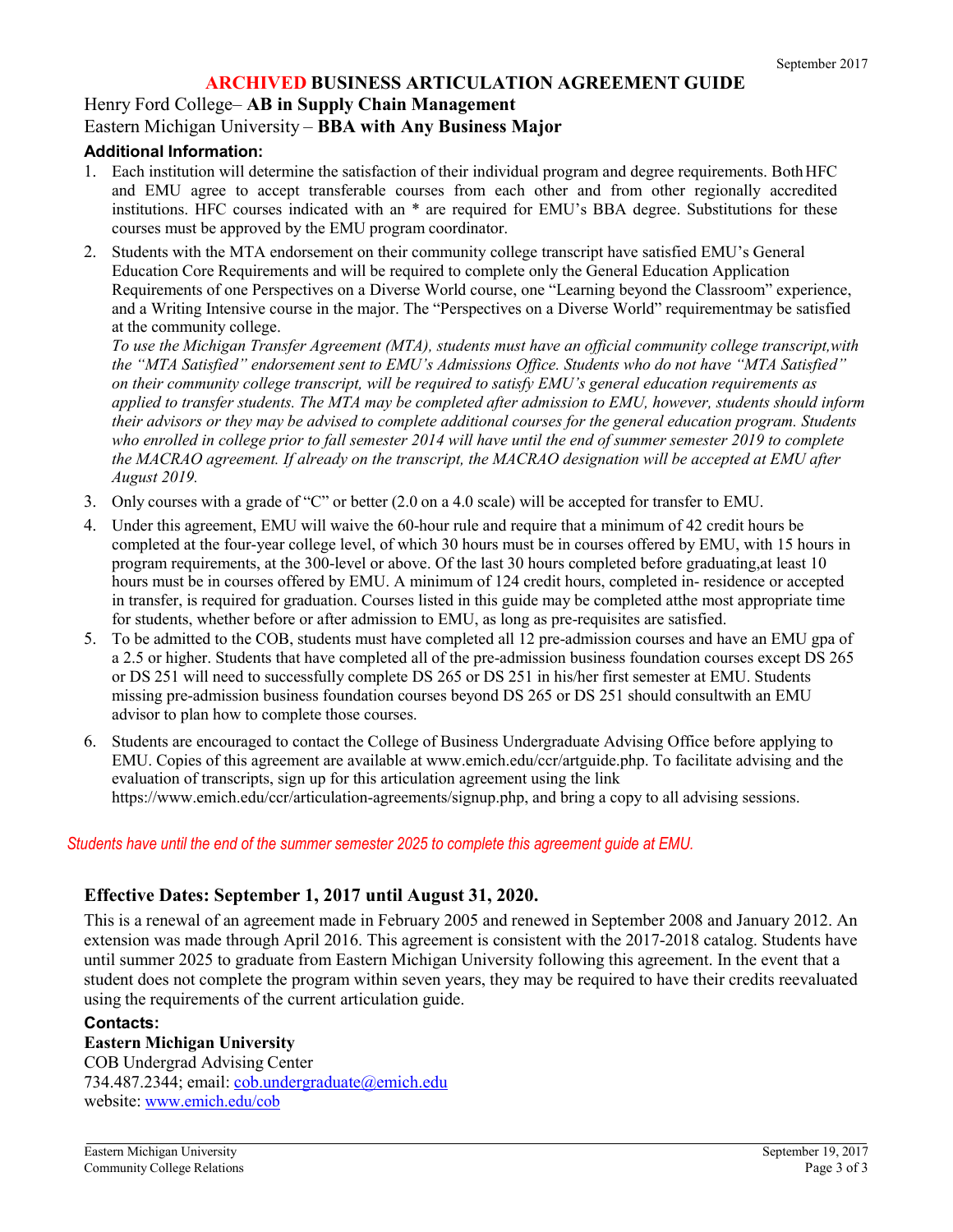September 2017

# ARCHIVED BUSINESS ARTICULATION AGREEMENT GUIDE

## Henry Ford College– **AB in Supply Chain Management**

## Eastern Michigan University – **BBA with Any Business Major**

### Additional Information:

1. Each institution will determine the satisfaction of their individual program and degree requirements. Both HFC and EMU agree to accept transferable courses from each other and from other regionally accredited institutions. HFC courses indicated with an * are required for EMU's BBA degree. Substitutions for these courses must be approved by the EMU program coordinator.
2. Students with the MTA endorsement on their community college transcript have satisfied EMU's General Education Core Requirements and will be required to complete only the General Education Application Requirements of one Perspectives on a Diverse World course, one "Learning beyond the Classroom" experience, and a Writing Intensive course in the major. The "Perspectives on a Diverse World" requirementmay be satisfied at the community college.
   *To use the Michigan Transfer Agreement (MTA), students must have an official community college transcript,with the "MTA Satisfied" endorsement sent to EMU's Admissions Office. Students who do not have "MTA Satisfied" on their community college transcript, will be required to satisfy EMU's general education requirements as applied to transfer students. The MTA may be completed after admission to EMU, however, students should inform their advisors or they may be advised to complete additional courses for the general education program. Students who enrolled in college prior to fall semester 2014 will have until the end of summer semester 2019 to complete the MACRAO agreement. If already on the transcript, the MACRAO designation will be accepted at EMU after August 2019.*
3. Only courses with a grade of "C" or better (2.0 on a 4.0 scale) will be accepted for transfer to EMU.
4. Under this agreement, EMU will waive the 60-hour rule and require that a minimum of 42 credit hours be completed at the four-year college level, of which 30 hours must be in courses offered by EMU, with 15 hours in program requirements, at the 300-level or above. Of the last 30 hours completed before graduating,at least 10 hours must be in courses offered by EMU. A minimum of 124 credit hours, completed in- residence or accepted in transfer, is required for graduation. Courses listed in this guide may be completed atthe most appropriate time for students, whether before or after admission to EMU, as long as pre-requisites are satisfied.
5. To be admitted to the COB, students must have completed all 12 pre-admission courses and have an EMU gpa of a 2.5 or higher. Students that have completed all of the pre-admission business foundation courses except DS 265 or DS 251 will need to successfully complete DS 265 or DS 251 in his/her first semester at EMU. Students missing pre-admission business foundation courses beyond DS 265 or DS 251 should consultwith an EMU advisor to plan how to complete those courses.
6. Students are encouraged to contact the College of Business Undergraduate Advising Office before applying to EMU. Copies of this agreement are available at www.emich.edu/ccr/artguide.php. To facilitate advising and the evaluation of transcripts, sign up for this articulation agreement using the link https://www.emich.edu/ccr/articulation-agreements/signup.php, and bring a copy to all advising sessions.

*Students have until the end of the summer semester 2025 to complete this agreement guide at EMU.*

### Effective Dates: September 1, 2017 until August 31, 2020.

This is a renewal of an agreement made in February 2005 and renewed in September 2008 and January 2012. An extension was made through April 2016. This agreement is consistent with the 2017-2018 catalog. Students have until summer 2025 to graduate from Eastern Michigan University following this agreement. In the event that a student does not complete the program within seven years, they may be required to have their credits reevaluated using the requirements of the current articulation guide.

### Contacts:

**Eastern Michigan University**
COB Undergrad Advising Center
734.487.2344; email: cob.undergraduate@emich.edu
website: www.emich.edu/cob